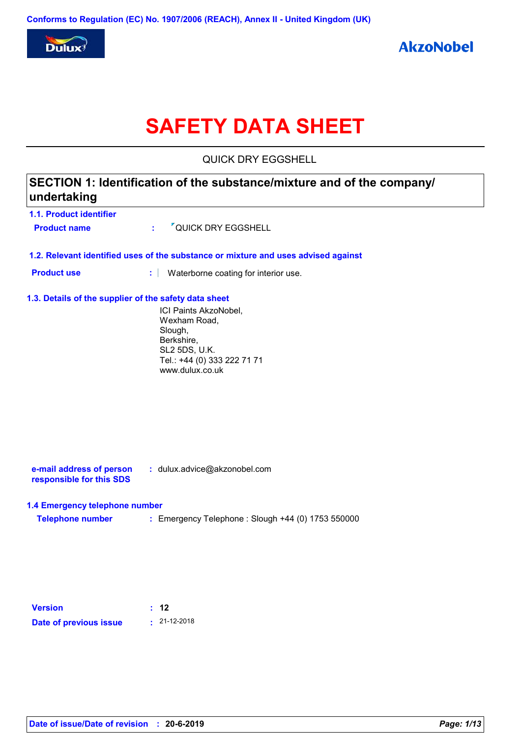Conforms to Regulation (EC) No. 1907/2006 (REACH), Annex II - United Kingdom (UK)

Dulux

AkzoNobel

# SAFETY DATA SHEET

QUICK DRY EGGSHELL

## SECTION 1: Identification of the substance/mixture and of the company/undertaking

### 1.1. Product identifier

**Product name** : QUICK DRY EGGSHELL

### 1.2. Relevant identified uses of the substance or mixture and uses advised against

**Product use** : Waterborne coating for interior use.

### 1.3. Details of the supplier of the safety data sheet

ICI Paints AkzoNobel,
Wexham Road,
Slough,
Berkshire,
SL2 5DS, U.K.
Tel.: +44 (0) 333 222 71 71
www.dulux.co.uk

**e-mail address of person responsible for this SDS** : dulux.advice@akzonobel.com

### 1.4 Emergency telephone number

**Telephone number** : Emergency Telephone : Slough +44 (0) 1753 550000

**Version** : 12

**Date of previous issue** : 21-12-2018

**Date of issue/Date of revision** : 20-6-2019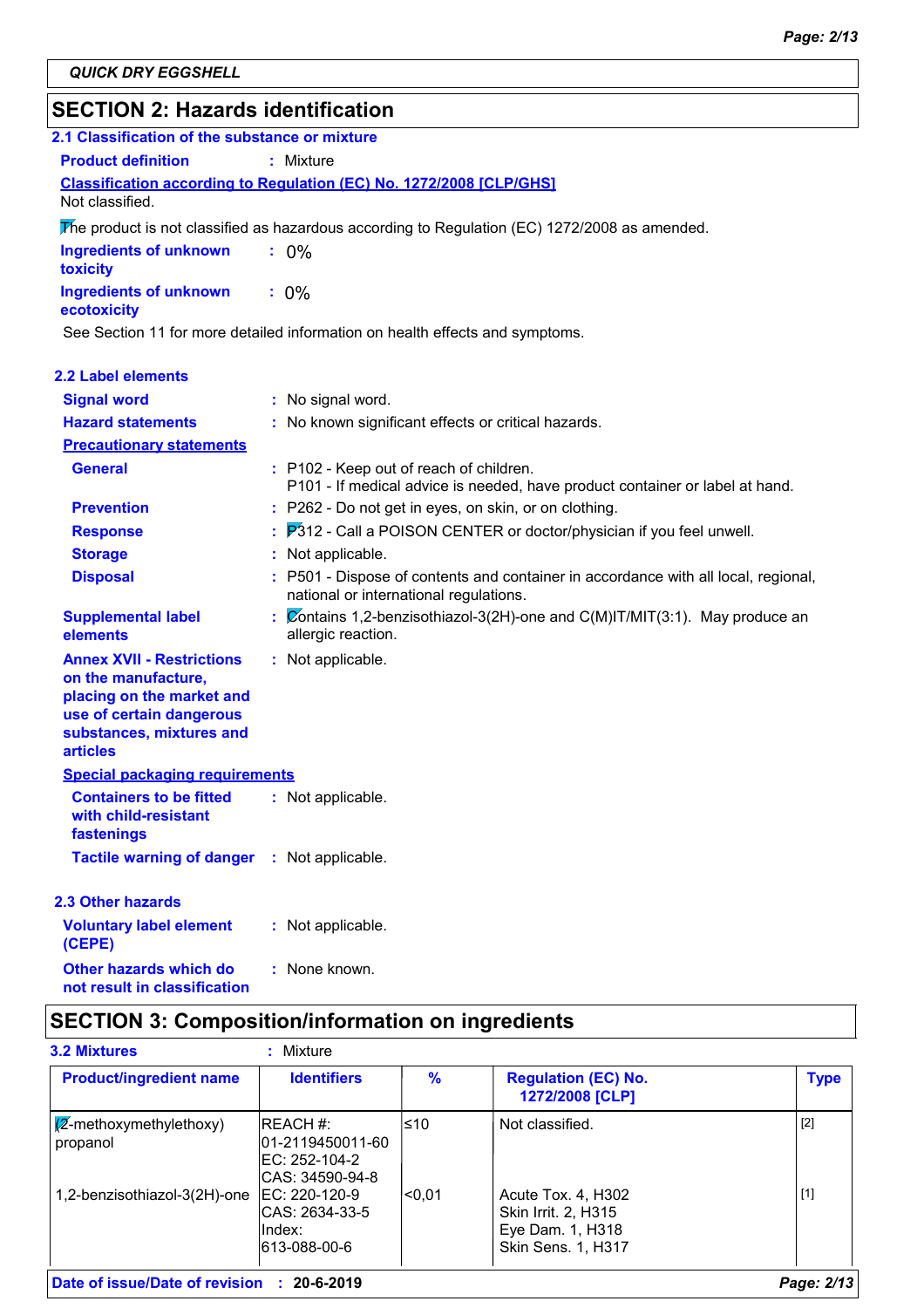**QUICK DRY EGGSHELL**

## SECTION 2: Hazards identification

### 2.1 Classification of the substance or mixture

**Product definition** : Mixture

**Classification according to Regulation (EC) No. 1272/2008 [CLP/GHS]**

Not classified.

The product is not classified as hazardous according to Regulation (EC) 1272/2008 as amended.

**Ingredients of unknown toxicity** : 0%

**Ingredients of unknown ecotoxicity** : 0%

See Section 11 for more detailed information on health effects and symptoms.

### 2.2 Label elements

**Signal word** : No signal word.

**Hazard statements** : No known significant effects or critical hazards.

**Precautionary statements**

**General** : P102 - Keep out of reach of children.
P101 - If medical advice is needed, have product container or label at hand.

**Prevention** : P262 - Do not get in eyes, on skin, or on clothing.

**Response** : P312 - Call a POISON CENTER or doctor/physician if you feel unwell.

**Storage** : Not applicable.

**Disposal** : P501 - Dispose of contents and container in accordance with all local, regional, national or international regulations.

**Supplemental label elements** : Contains 1,2-benzisothiazol-3(2H)-one and C(M)IT/MIT(3:1). May produce an allergic reaction.

**Annex XVII - Restrictions on the manufacture, placing on the market and use of certain dangerous substances, mixtures and articles** : Not applicable.

**Special packaging requirements**

**Containers to be fitted with child-resistant fastenings** : Not applicable.

**Tactile warning of danger** : Not applicable.

### 2.3 Other hazards

**Voluntary label element (CEPE)** : Not applicable.

**Other hazards which do not result in classification** : None known.

## SECTION 3: Composition/information on ingredients

**3.2 Mixtures** : Mixture

| Product/ingredient name | Identifiers | % | Regulation (EC) No. 1272/2008 [CLP] | Type |
|---|---|---|---|---|
| (2-methoxymethylethoxy) propanol | REACH #: 01-2119450011-60<br>EC: 252-104-2<br>CAS: 34590-94-8 | ≤10 | Not classified. | [2] |
| 1,2-benzisothiazol-3(2H)-one | EC: 220-120-9<br>CAS: 2634-33-5<br>Index: 613-088-00-6 | <0,01 | Acute Tox. 4, H302<br>Skin Irrit. 2, H315<br>Eye Dam. 1, H318<br>Skin Sens. 1, H317 | [1] |

**Date of issue/Date of revision** : 20-6-2019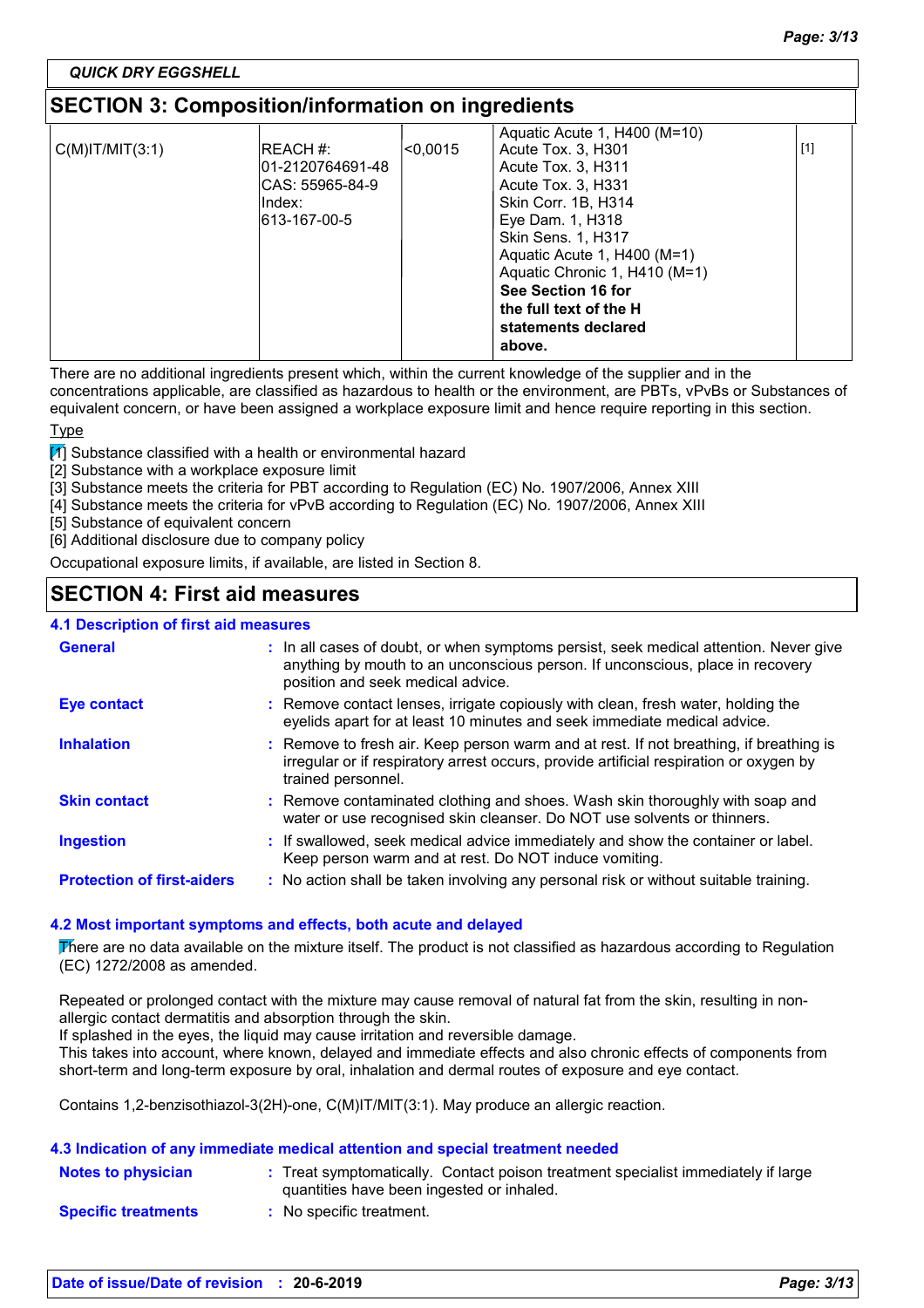QUICK DRY EGGSHELL

## SECTION 3: Composition/information on ingredients

| | | | | |
|---|---|---|---|---|
| C(M)IT/MIT(3:1) | REACH #: 01-2120764691-48 CAS: 55965-84-9 Index: 613-167-00-5 | <0,0015 | Aquatic Acute 1, H400 (M=10) Acute Tox. 3, H301 Acute Tox. 3, H311 Acute Tox. 3, H331 Skin Corr. 1B, H314 Eye Dam. 1, H318 Skin Sens. 1, H317 Aquatic Acute 1, H400 (M=1) Aquatic Chronic 1, H410 (M=1) **See Section 16 for the full text of the H statements declared above.** | [1] |

There are no additional ingredients present which, within the current knowledge of the supplier and in the concentrations applicable, are classified as hazardous to health or the environment, are PBTs, vPvBs or Substances of equivalent concern, or have been assigned a workplace exposure limit and hence require reporting in this section.

Type

[1] Substance classified with a health or environmental hazard
[2] Substance with a workplace exposure limit
[3] Substance meets the criteria for PBT according to Regulation (EC) No. 1907/2006, Annex XIII
[4] Substance meets the criteria for vPvB according to Regulation (EC) No. 1907/2006, Annex XIII
[5] Substance of equivalent concern
[6] Additional disclosure due to company policy

Occupational exposure limits, if available, are listed in Section 8.

## SECTION 4: First aid measures

### 4.1 Description of first aid measures

**General** : In all cases of doubt, or when symptoms persist, seek medical attention. Never give anything by mouth to an unconscious person. If unconscious, place in recovery position and seek medical advice.

**Eye contact** : Remove contact lenses, irrigate copiously with clean, fresh water, holding the eyelids apart for at least 10 minutes and seek immediate medical advice.

**Inhalation** : Remove to fresh air. Keep person warm and at rest. If not breathing, if breathing is irregular or if respiratory arrest occurs, provide artificial respiration or oxygen by trained personnel.

**Skin contact** : Remove contaminated clothing and shoes. Wash skin thoroughly with soap and water or use recognised skin cleanser. Do NOT use solvents or thinners.

**Ingestion** : If swallowed, seek medical advice immediately and show the container or label. Keep person warm and at rest. Do NOT induce vomiting.

**Protection of first-aiders** : No action shall be taken involving any personal risk or without suitable training.

### 4.2 Most important symptoms and effects, both acute and delayed

There are no data available on the mixture itself. The product is not classified as hazardous according to Regulation (EC) 1272/2008 as amended.

Repeated or prolonged contact with the mixture may cause removal of natural fat from the skin, resulting in non-allergic contact dermatitis and absorption through the skin.
If splashed in the eyes, the liquid may cause irritation and reversible damage.
This takes into account, where known, delayed and immediate effects and also chronic effects of components from short-term and long-term exposure by oral, inhalation and dermal routes of exposure and eye contact.

Contains 1,2-benzisothiazol-3(2H)-one, C(M)IT/MIT(3:1). May produce an allergic reaction.

### 4.3 Indication of any immediate medical attention and special treatment needed

**Notes to physician** : Treat symptomatically. Contact poison treatment specialist immediately if large quantities have been ingested or inhaled.

**Specific treatments** : No specific treatment.

Date of issue/Date of revision : 20-6-2019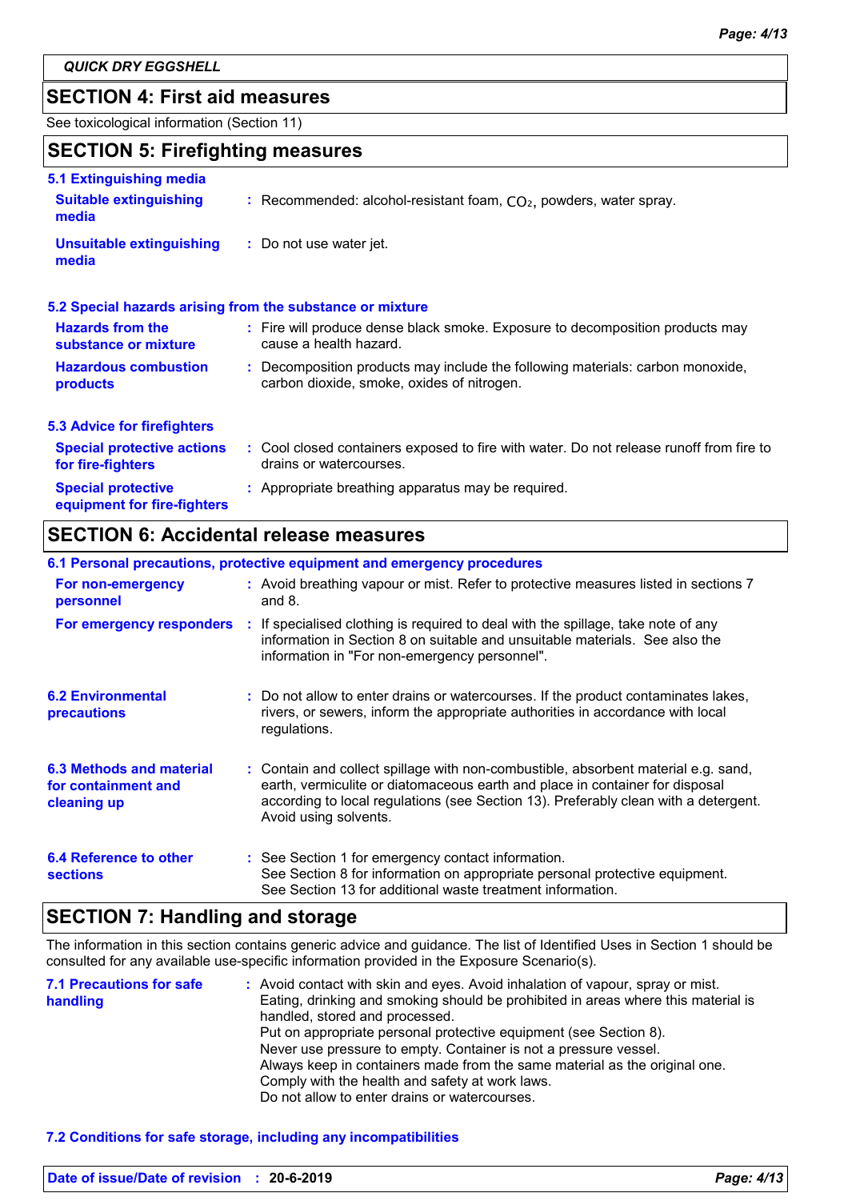QUICK DRY EGGSHELL

## SECTION 4: First aid measures

See toxicological information (Section 11)

## SECTION 5: Firefighting measures

### 5.1 Extinguishing media

**Suitable extinguishing media** : Recommended: alcohol-resistant foam, $CO_2$, powders, water spray.

**Unsuitable extinguishing media** : Do not use water jet.

### 5.2 Special hazards arising from the substance or mixture

**Hazards from the substance or mixture** : Fire will produce dense black smoke. Exposure to decomposition products may cause a health hazard.

**Hazardous combustion products** : Decomposition products may include the following materials: carbon monoxide, carbon dioxide, smoke, oxides of nitrogen.

### 5.3 Advice for firefighters

**Special protective actions for fire-fighters** : Cool closed containers exposed to fire with water. Do not release runoff from fire to drains or watercourses.

**Special protective equipment for fire-fighters** : Appropriate breathing apparatus may be required.

## SECTION 6: Accidental release measures

### 6.1 Personal precautions, protective equipment and emergency procedures

**For non-emergency personnel** : Avoid breathing vapour or mist. Refer to protective measures listed in sections 7 and 8.

**For emergency responders** : If specialised clothing is required to deal with the spillage, take note of any information in Section 8 on suitable and unsuitable materials. See also the information in "For non-emergency personnel".

**6.2 Environmental precautions** : Do not allow to enter drains or watercourses. If the product contaminates lakes, rivers, or sewers, inform the appropriate authorities in accordance with local regulations.

**6.3 Methods and material for containment and cleaning up** : Contain and collect spillage with non-combustible, absorbent material e.g. sand, earth, vermiculite or diatomaceous earth and place in container for disposal according to local regulations (see Section 13). Preferably clean with a detergent. Avoid using solvents.

**6.4 Reference to other sections** : See Section 1 for emergency contact information.
See Section 8 for information on appropriate personal protective equipment.
See Section 13 for additional waste treatment information.

## SECTION 7: Handling and storage

The information in this section contains generic advice and guidance. The list of Identified Uses in Section 1 should be consulted for any available use-specific information provided in the Exposure Scenario(s).

**7.1 Precautions for safe handling** : Avoid contact with skin and eyes. Avoid inhalation of vapour, spray or mist.
Eating, drinking and smoking should be prohibited in areas where this material is handled, stored and processed.
Put on appropriate personal protective equipment (see Section 8).
Never use pressure to empty. Container is not a pressure vessel.
Always keep in containers made from the same material as the original one.
Comply with the health and safety at work laws.
Do not allow to enter drains or watercourses.

### 7.2 Conditions for safe storage, including any incompatibilities

Date of issue/Date of revision : 20-6-2019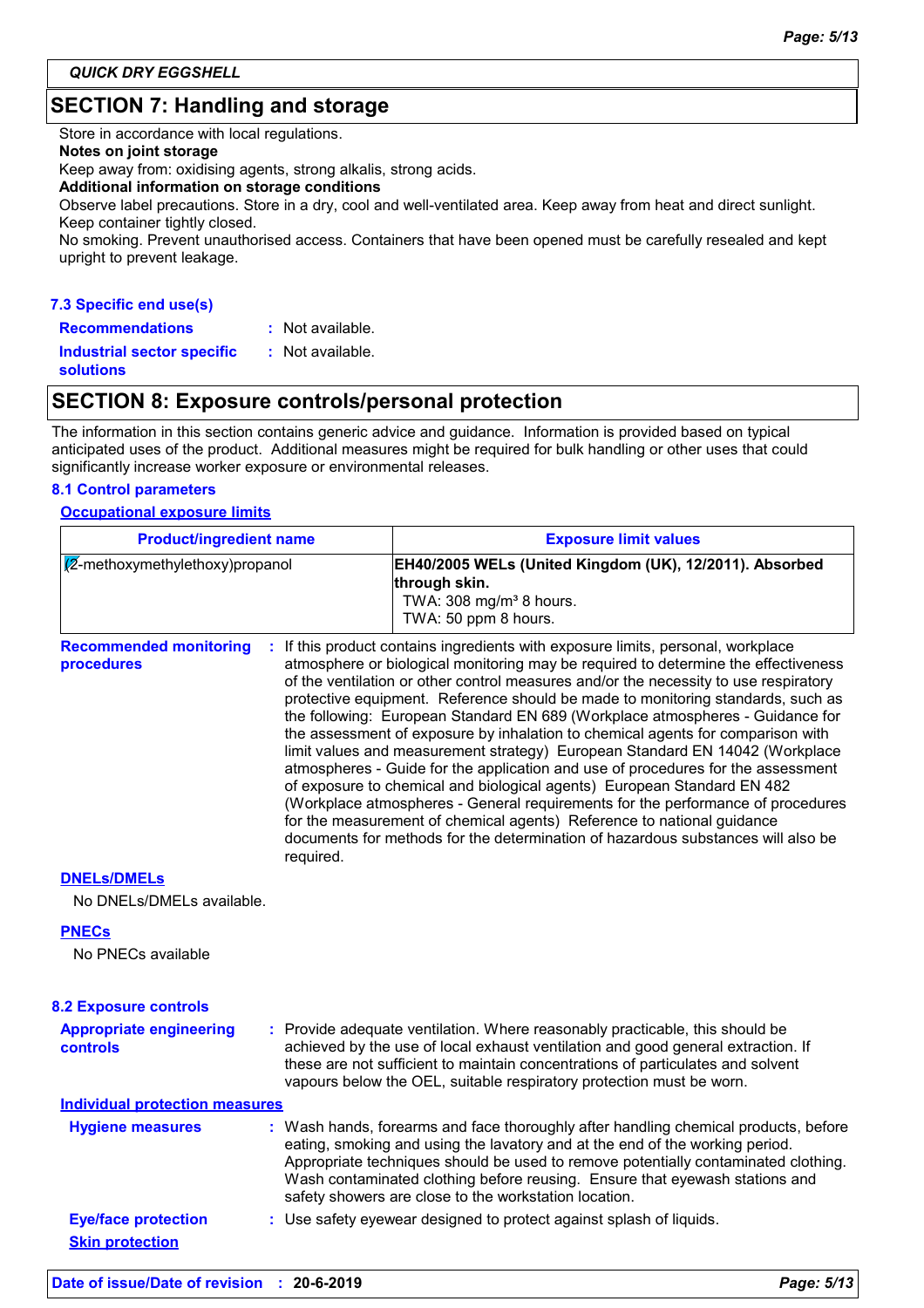QUICK DRY EGGSHELL

## SECTION 7: Handling and storage

Store in accordance with local regulations.

**Notes on joint storage**

Keep away from: oxidising agents, strong alkalis, strong acids.

**Additional information on storage conditions**

Observe label precautions. Store in a dry, cool and well-ventilated area. Keep away from heat and direct sunlight. Keep container tightly closed.

No smoking. Prevent unauthorised access. Containers that have been opened must be carefully resealed and kept upright to prevent leakage.

### 7.3 Specific end use(s)

**Recommendations** : Not available.

**Industrial sector specific solutions** : Not available.

## SECTION 8: Exposure controls/personal protection

The information in this section contains generic advice and guidance. Information is provided based on typical anticipated uses of the product. Additional measures might be required for bulk handling or other uses that could significantly increase worker exposure or environmental releases.

### 8.1 Control parameters

**Occupational exposure limits**

| Product/ingredient name | Exposure limit values |
|---|---|
| (2-methoxymethylethoxy)propanol | **EH40/2005 WELs (United Kingdom (UK), 12/2011). Absorbed through skin.** TWA: 308 mg/m³ 8 hours. TWA: 50 ppm 8 hours. |

**Recommended monitoring procedures** : If this product contains ingredients with exposure limits, personal, workplace atmosphere or biological monitoring may be required to determine the effectiveness of the ventilation or other control measures and/or the necessity to use respiratory protective equipment. Reference should be made to monitoring standards, such as the following: European Standard EN 689 (Workplace atmospheres - Guidance for the assessment of exposure by inhalation to chemical agents for comparison with limit values and measurement strategy) European Standard EN 14042 (Workplace atmospheres - Guide for the application and use of procedures for the assessment of exposure to chemical and biological agents) European Standard EN 482 (Workplace atmospheres - General requirements for the performance of procedures for the measurement of chemical agents) Reference to national guidance documents for methods for the determination of hazardous substances will also be required.

**DNELs/DMELs**

No DNELs/DMELs available.

**PNECs**

No PNECs available

### 8.2 Exposure controls

**Appropriate engineering controls** : Provide adequate ventilation. Where reasonably practicable, this should be achieved by the use of local exhaust ventilation and good general extraction. If these are not sufficient to maintain concentrations of particulates and solvent vapours below the OEL, suitable respiratory protection must be worn.

**Individual protection measures**

**Hygiene measures** : Wash hands, forearms and face thoroughly after handling chemical products, before eating, smoking and using the lavatory and at the end of the working period. Appropriate techniques should be used to remove potentially contaminated clothing. Wash contaminated clothing before reusing. Ensure that eyewash stations and safety showers are close to the workstation location.

**Eye/face protection** : Use safety eyewear designed to protect against splash of liquids.

**Skin protection**

**Date of issue/Date of revision** : **20-6-2019**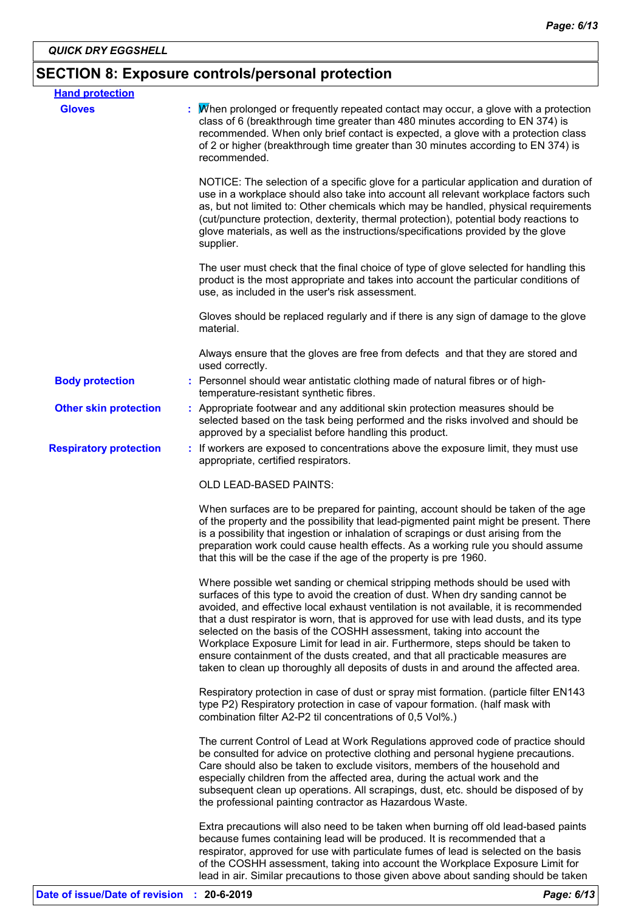## SECTION 8: Exposure controls/personal protection

**Hand protection**

**Gloves** : When prolonged or frequently repeated contact may occur, a glove with a protection class of 6 (breakthrough time greater than 480 minutes according to EN 374) is recommended. When only brief contact is expected, a glove with a protection class of 2 or higher (breakthrough time greater than 30 minutes according to EN 374) is recommended.

NOTICE: The selection of a specific glove for a particular application and duration of use in a workplace should also take into account all relevant workplace factors such as, but not limited to: Other chemicals which may be handled, physical requirements (cut/puncture protection, dexterity, thermal protection), potential body reactions to glove materials, as well as the instructions/specifications provided by the glove supplier.

The user must check that the final choice of type of glove selected for handling this product is the most appropriate and takes into account the particular conditions of use, as included in the user's risk assessment.

Gloves should be replaced regularly and if there is any sign of damage to the glove material.

Always ensure that the gloves are free from defects and that they are stored and used correctly.

**Body protection** : Personnel should wear antistatic clothing made of natural fibres or of high-temperature-resistant synthetic fibres.

**Other skin protection** : Appropriate footwear and any additional skin protection measures should be selected based on the task being performed and the risks involved and should be approved by a specialist before handling this product.

**Respiratory protection** : If workers are exposed to concentrations above the exposure limit, they must use appropriate, certified respirators.

OLD LEAD-BASED PAINTS:

When surfaces are to be prepared for painting, account should be taken of the age of the property and the possibility that lead-pigmented paint might be present. There is a possibility that ingestion or inhalation of scrapings or dust arising from the preparation work could cause health effects. As a working rule you should assume that this will be the case if the age of the property is pre 1960.

Where possible wet sanding or chemical stripping methods should be used with surfaces of this type to avoid the creation of dust. When dry sanding cannot be avoided, and effective local exhaust ventilation is not available, it is recommended that a dust respirator is worn, that is approved for use with lead dusts, and its type selected on the basis of the COSHH assessment, taking into account the Workplace Exposure Limit for lead in air. Furthermore, steps should be taken to ensure containment of the dusts created, and that all practicable measures are taken to clean up thoroughly all deposits of dusts in and around the affected area.

Respiratory protection in case of dust or spray mist formation. (particle filter EN143 type P2) Respiratory protection in case of vapour formation. (half mask with combination filter A2-P2 til concentrations of 0,5 Vol%.)

The current Control of Lead at Work Regulations approved code of practice should be consulted for advice on protective clothing and personal hygiene precautions. Care should also be taken to exclude visitors, members of the household and especially children from the affected area, during the actual work and the subsequent clean up operations. All scrapings, dust, etc. should be disposed of by the professional painting contractor as Hazardous Waste.

Extra precautions will also need to be taken when burning off old lead-based paints because fumes containing lead will be produced. It is recommended that a respirator, approved for use with particulate fumes of lead is selected on the basis of the COSHH assessment, taking into account the Workplace Exposure Limit for lead in air. Similar precautions to those given above about sanding should be taken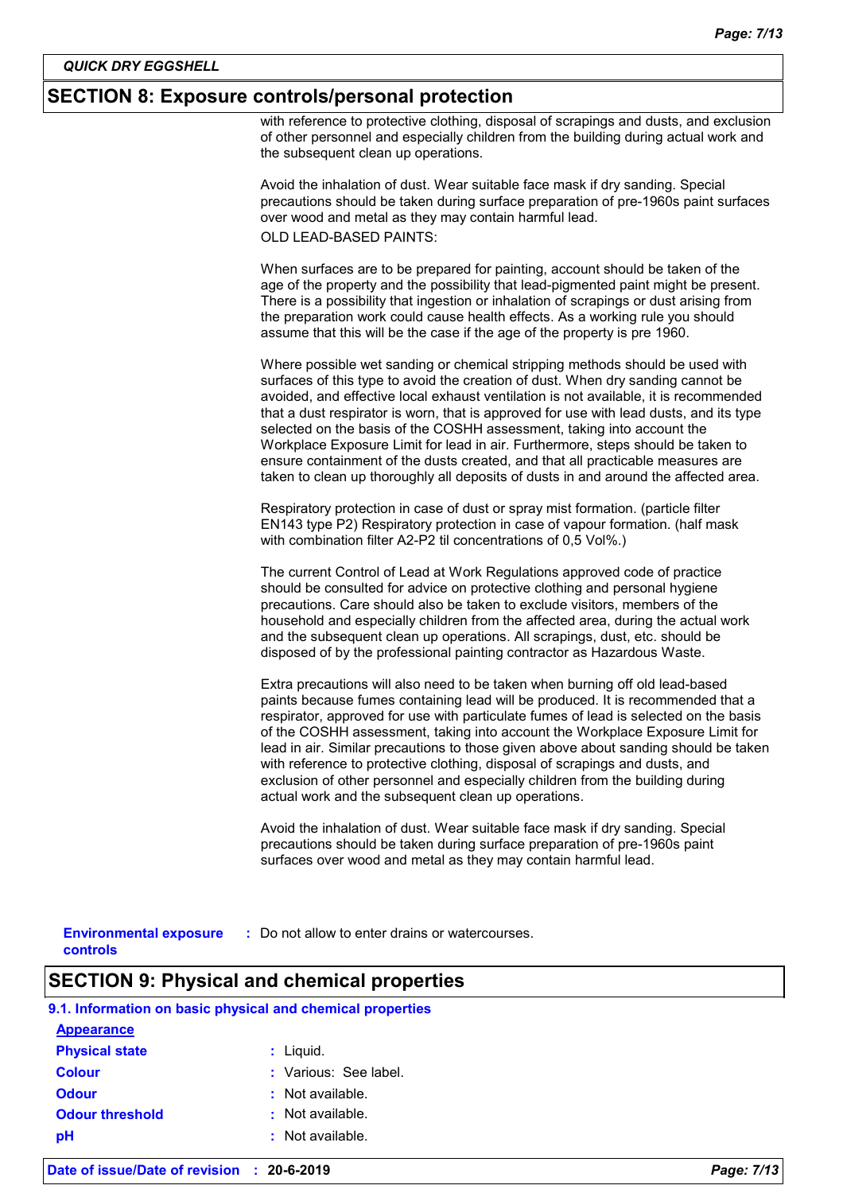## SECTION 8: Exposure controls/personal protection

with reference to protective clothing, disposal of scrapings and dusts, and exclusion of other personnel and especially children from the building during actual work and the subsequent clean up operations.

Avoid the inhalation of dust. Wear suitable face mask if dry sanding. Special precautions should be taken during surface preparation of pre-1960s paint surfaces over wood and metal as they may contain harmful lead.

OLD LEAD-BASED PAINTS:

When surfaces are to be prepared for painting, account should be taken of the age of the property and the possibility that lead-pigmented paint might be present. There is a possibility that ingestion or inhalation of scrapings or dust arising from the preparation work could cause health effects. As a working rule you should assume that this will be the case if the age of the property is pre 1960.

Where possible wet sanding or chemical stripping methods should be used with surfaces of this type to avoid the creation of dust. When dry sanding cannot be avoided, and effective local exhaust ventilation is not available, it is recommended that a dust respirator is worn, that is approved for use with lead dusts, and its type selected on the basis of the COSHH assessment, taking into account the Workplace Exposure Limit for lead in air. Furthermore, steps should be taken to ensure containment of the dusts created, and that all practicable measures are taken to clean up thoroughly all deposits of dusts in and around the affected area.

Respiratory protection in case of dust or spray mist formation. (particle filter EN143 type P2) Respiratory protection in case of vapour formation. (half mask with combination filter A2-P2 til concentrations of 0,5 Vol%.)

The current Control of Lead at Work Regulations approved code of practice should be consulted for advice on protective clothing and personal hygiene precautions. Care should also be taken to exclude visitors, members of the household and especially children from the affected area, during the actual work and the subsequent clean up operations. All scrapings, dust, etc. should be disposed of by the professional painting contractor as Hazardous Waste.

Extra precautions will also need to be taken when burning off old lead-based paints because fumes containing lead will be produced. It is recommended that a respirator, approved for use with particulate fumes of lead is selected on the basis of the COSHH assessment, taking into account the Workplace Exposure Limit for lead in air. Similar precautions to those given above about sanding should be taken with reference to protective clothing, disposal of scrapings and dusts, and exclusion of other personnel and especially children from the building during actual work and the subsequent clean up operations.

Avoid the inhalation of dust. Wear suitable face mask if dry sanding. Special precautions should be taken during surface preparation of pre-1960s paint surfaces over wood and metal as they may contain harmful lead.

**Environmental exposure controls** : Do not allow to enter drains or watercourses.

## SECTION 9: Physical and chemical properties

### 9.1. Information on basic physical and chemical properties

**Appearance**

| | |
|---|---|
| **Physical state** | : Liquid. |
| **Colour** | : Various: See label. |
| **Odour** | : Not available. |
| **Odour threshold** | : Not available. |
| **pH** | : Not available. |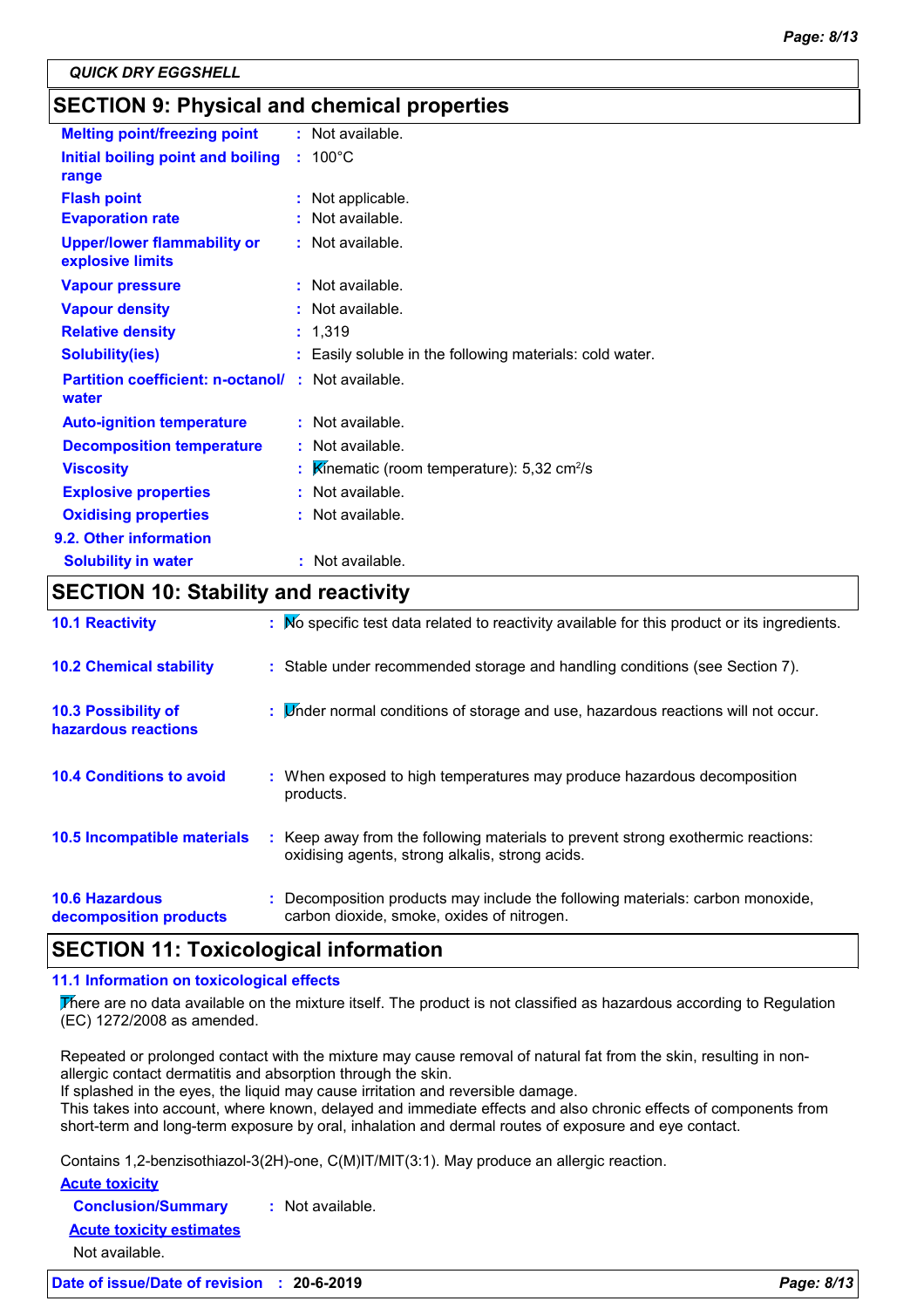QUICK DRY EGGSHELL

## SECTION 9: Physical and chemical properties

| | | |
|---|---|---|
| **Melting point/freezing point** | : | Not available. |
| **Initial boiling point and boiling range** | : | 100°C |
| **Flash point** | : | Not applicable. |
| **Evaporation rate** | : | Not available. |
| **Upper/lower flammability or explosive limits** | : | Not available. |
| **Vapour pressure** | : | Not available. |
| **Vapour density** | : | Not available. |
| **Relative density** | : | 1,319 |
| **Solubility(ies)** | : | Easily soluble in the following materials: cold water. |
| **Partition coefficient: n-octanol/ water** | : | Not available. |
| **Auto-ignition temperature** | : | Not available. |
| **Decomposition temperature** | : | Not available. |
| **Viscosity** | : | Kinematic (room temperature): 5,32 $cm^2/s$ |
| **Explosive properties** | : | Not available. |
| **Oxidising properties** | : | Not available. |

**9.2. Other information**

| | | |
|---|---|---|
| **Solubility in water** | : | Not available. |

## SECTION 10: Stability and reactivity

| | | |
|---|---|---|
| **10.1 Reactivity** | : | No specific test data related to reactivity available for this product or its ingredients. |
| **10.2 Chemical stability** | : | Stable under recommended storage and handling conditions (see Section 7). |
| **10.3 Possibility of hazardous reactions** | : | Under normal conditions of storage and use, hazardous reactions will not occur. |
| **10.4 Conditions to avoid** | : | When exposed to high temperatures may produce hazardous decomposition products. |
| **10.5 Incompatible materials** | : | Keep away from the following materials to prevent strong exothermic reactions: oxidising agents, strong alkalis, strong acids. |
| **10.6 Hazardous decomposition products** | : | Decomposition products may include the following materials: carbon monoxide, carbon dioxide, smoke, oxides of nitrogen. |

## SECTION 11: Toxicological information

### 11.1 Information on toxicological effects

There are no data available on the mixture itself. The product is not classified as hazardous according to Regulation (EC) 1272/2008 as amended.

Repeated or prolonged contact with the mixture may cause removal of natural fat from the skin, resulting in non-allergic contact dermatitis and absorption through the skin.
If splashed in the eyes, the liquid may cause irritation and reversible damage.
This takes into account, where known, delayed and immediate effects and also chronic effects of components from short-term and long-term exposure by oral, inhalation and dermal routes of exposure and eye contact.

Contains 1,2-benzisothiazol-3(2H)-one, C(M)IT/MIT(3:1). May produce an allergic reaction.

**Acute toxicity**

**Conclusion/Summary** : Not available.

**Acute toxicity estimates**

Not available.

**Date of issue/Date of revision** : **20-6-2019**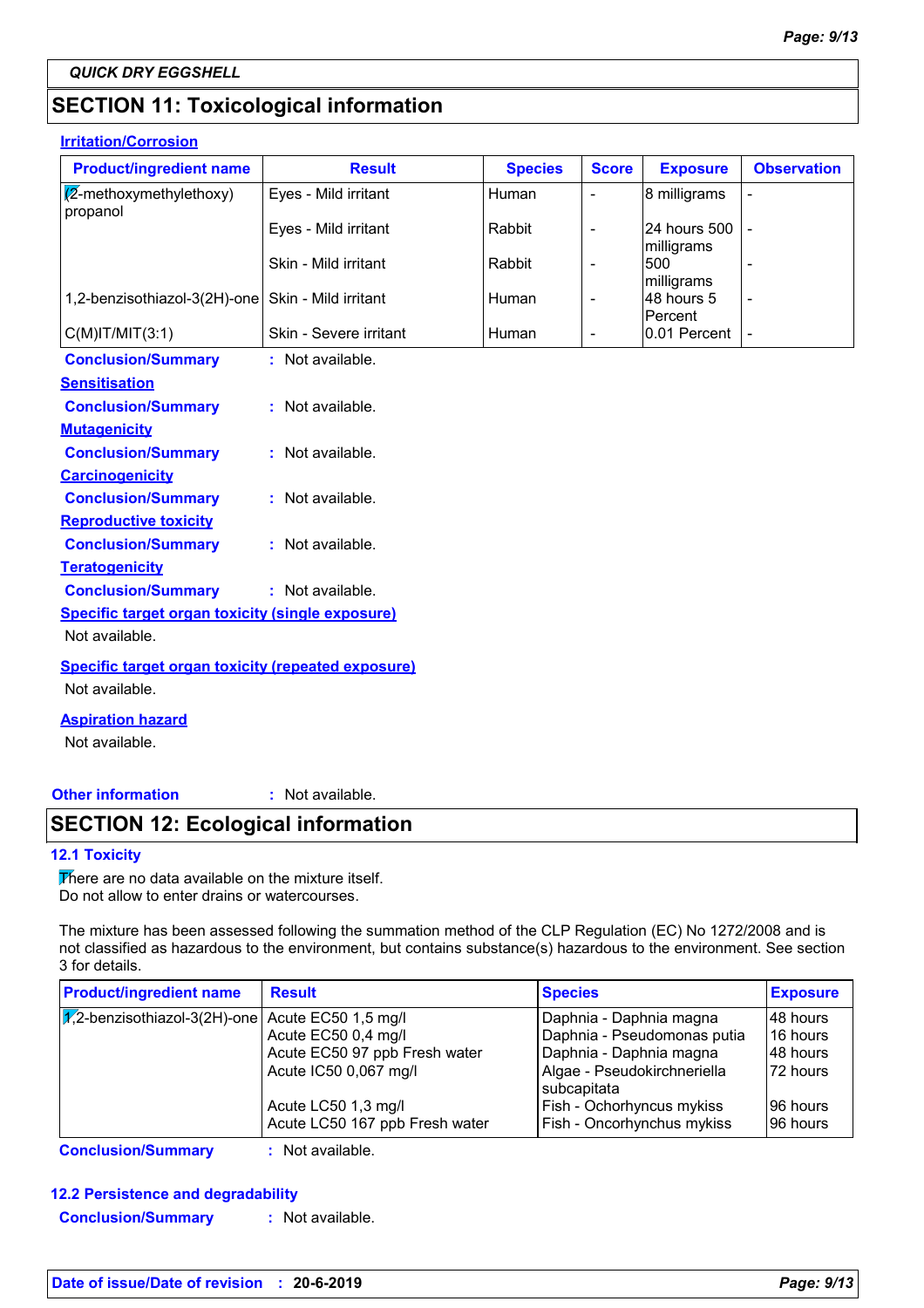**QUICK DRY EGGSHELL**

## SECTION 11: Toxicological information

**Irritation/Corrosion**

| Product/ingredient name | Result | Species | Score | Exposure | Observation |
|---|---|---|---|---|---|
| (2-methoxymethylethoxy) propanol | Eyes - Mild irritant | Human | - | 8 milligrams | - |
| | Eyes - Mild irritant | Rabbit | - | 24 hours 500 milligrams | - |
| | Skin - Mild irritant | Rabbit | - | 500 milligrams | - |
| 1,2-benzisothiazol-3(2H)-one | Skin - Mild irritant | Human | - | 48 hours 5 Percent | - |
| C(M)IT/MIT(3:1) | Skin - Severe irritant | Human | - | 0.01 Percent | - |

**Conclusion/Summary** : Not available.

**Sensitisation**

**Conclusion/Summary** : Not available.

**Mutagenicity**

**Conclusion/Summary** : Not available.

**Carcinogenicity**

**Conclusion/Summary** : Not available.

**Reproductive toxicity**

**Conclusion/Summary** : Not available.

**Teratogenicity**

**Conclusion/Summary** : Not available.

**Specific target organ toxicity (single exposure)**

Not available.

**Specific target organ toxicity (repeated exposure)**

Not available.

**Aspiration hazard**

Not available.

**Other information** : Not available.

## SECTION 12: Ecological information

### 12.1 Toxicity

There are no data available on the mixture itself.
Do not allow to enter drains or watercourses.

The mixture has been assessed following the summation method of the CLP Regulation (EC) No 1272/2008 and is not classified as hazardous to the environment, but contains substance(s) hazardous to the environment. See section 3 for details.

| Product/ingredient name | Result | Species | Exposure |
|---|---|---|---|
| 1,2-benzisothiazol-3(2H)-one | Acute EC50 1,5 mg/l | Daphnia - Daphnia magna | 48 hours |
| | Acute EC50 0,4 mg/l | Daphnia - Pseudomonas putia | 16 hours |
| | Acute EC50 97 ppb Fresh water | Daphnia - Daphnia magna | 48 hours |
| | Acute IC50 0,067 mg/l | Algae - Pseudokirchneriella subcapitata | 72 hours |
| | Acute LC50 1,3 mg/l | Fish - Ochorhyncus mykiss | 96 hours |
| | Acute LC50 167 ppb Fresh water | Fish - Oncorhynchus mykiss | 96 hours |

**Conclusion/Summary** : Not available.

### 12.2 Persistence and degradability

**Conclusion/Summary** : Not available.

**Date of issue/Date of revision** : **20-6-2019**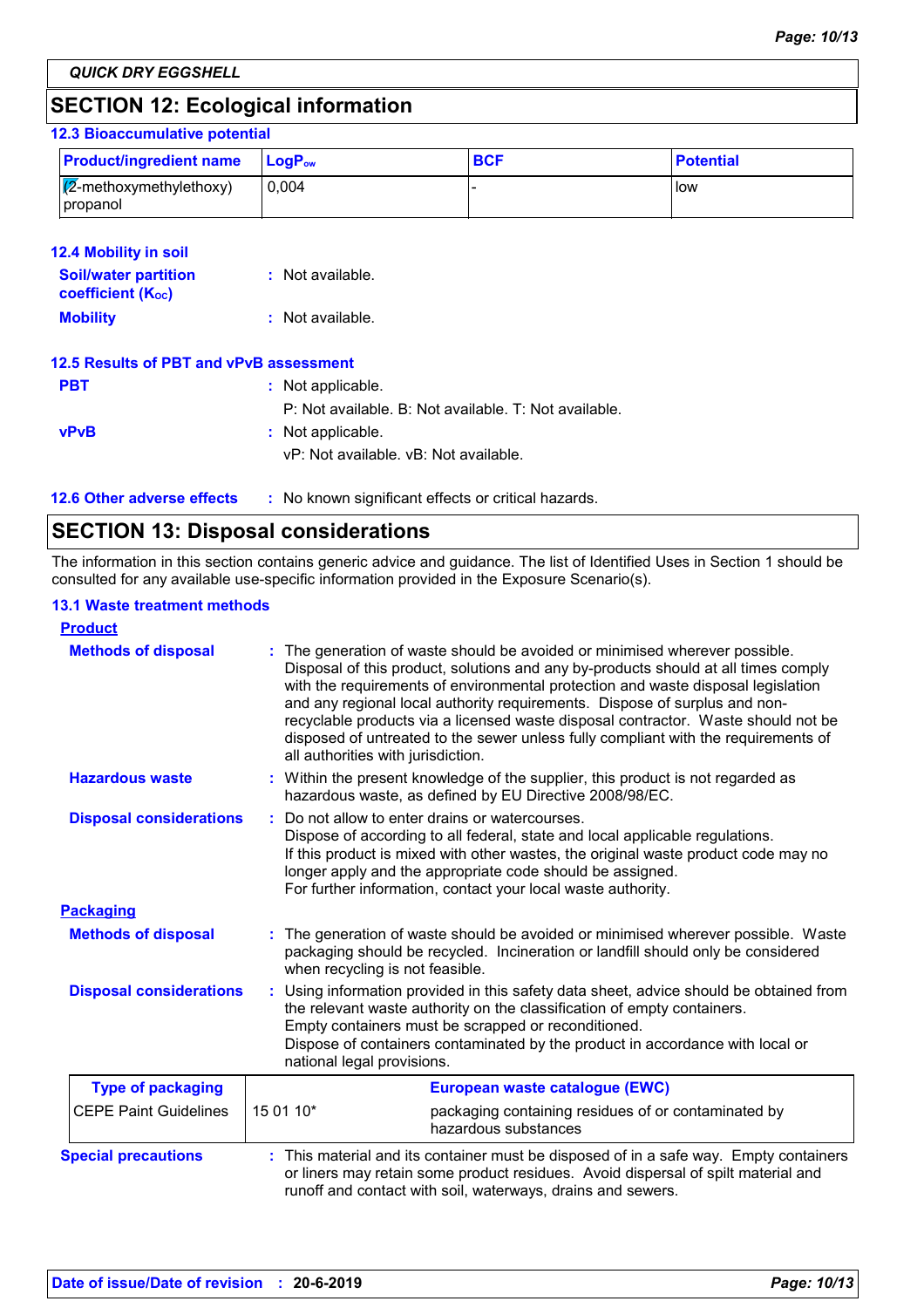QUICK DRY EGGSHELL

## SECTION 12: Ecological information

### 12.3 Bioaccumulative potential

| Product/ingredient name | $LogP_{ow}$ | BCF | Potential |
|---|---|---|---|
| (2-methoxymethylethoxy) propanol | 0,004 | - | low |

### 12.4 Mobility in soil

**Soil/water partition coefficient ($K_{OC}$)** : Not available.

**Mobility** : Not available.

### 12.5 Results of PBT and vPvB assessment

**PBT** : Not applicable.
P: Not available. B: Not available. T: Not available.

**vPvB** : Not applicable.
vP: Not available. vB: Not available.

### 12.6 Other adverse effects

: No known significant effects or critical hazards.

## SECTION 13: Disposal considerations

The information in this section contains generic advice and guidance. The list of Identified Uses in Section 1 should be consulted for any available use-specific information provided in the Exposure Scenario(s).

### 13.1 Waste treatment methods

**Product**

**Methods of disposal** : The generation of waste should be avoided or minimised wherever possible. Disposal of this product, solutions and any by-products should at all times comply with the requirements of environmental protection and waste disposal legislation and any regional local authority requirements. Dispose of surplus and non-recyclable products via a licensed waste disposal contractor. Waste should not be disposed of untreated to the sewer unless fully compliant with the requirements of all authorities with jurisdiction.

**Hazardous waste** : Within the present knowledge of the supplier, this product is not regarded as hazardous waste, as defined by EU Directive 2008/98/EC.

**Disposal considerations** : Do not allow to enter drains or watercourses.
Dispose of according to all federal, state and local applicable regulations.
If this product is mixed with other wastes, the original waste product code may no longer apply and the appropriate code should be assigned.
For further information, contact your local waste authority.

**Packaging**

**Methods of disposal** : The generation of waste should be avoided or minimised wherever possible. Waste packaging should be recycled. Incineration or landfill should only be considered when recycling is not feasible.

**Disposal considerations** : Using information provided in this safety data sheet, advice should be obtained from the relevant waste authority on the classification of empty containers.
Empty containers must be scrapped or reconditioned.
Dispose of containers contaminated by the product in accordance with local or national legal provisions.

| Type of packaging | European waste catalogue (EWC) | |
|---|---|---|
| CEPE Paint Guidelines | 15 01 10* | packaging containing residues of or contaminated by hazardous substances |

**Special precautions** : This material and its container must be disposed of in a safe way. Empty containers or liners may retain some product residues. Avoid dispersal of spilt material and runoff and contact with soil, waterways, drains and sewers.

**Date of issue/Date of revision** : 20-6-2019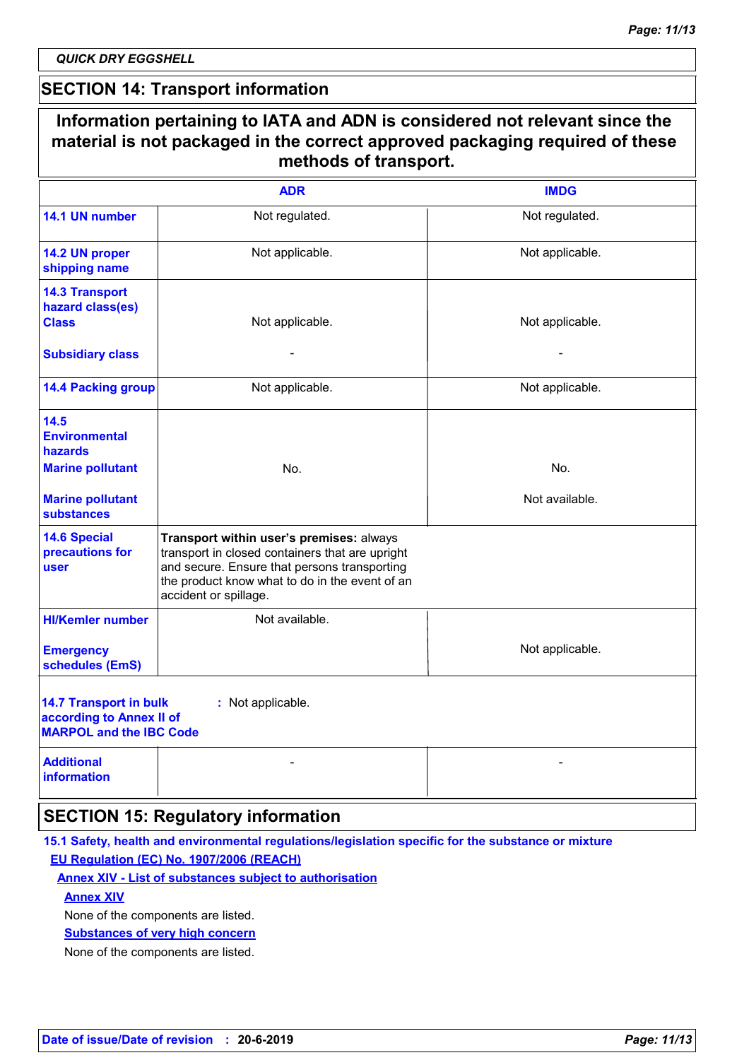## SECTION 14: Transport information

**Information pertaining to IATA and ADN is considered not relevant since the material is not packaged in the correct approved packaging required of these methods of transport.**

| | ADR | IMDG |
|---|---|---|
| **14.1 UN number** | Not regulated. | Not regulated. |
| **14.2 UN proper shipping name** | Not applicable. | Not applicable. |
| **14.3 Transport hazard class(es)** **Class** | Not applicable. | Not applicable. |
| **Subsidiary class** | - | - |
| **14.4 Packing group** | Not applicable. | Not applicable. |
| **14.5 Environmental hazards** **Marine pollutant** | No. | No. |
| **Marine pollutant substances** | | Not available. |
| **14.6 Special precautions for user** | **Transport within user's premises:** always transport in closed containers that are upright and secure. Ensure that persons transporting the product know what to do in the event of an accident or spillage. | |
| **HI/Kemler number** | Not available. | |
| **Emergency schedules (EmS)** | | Not applicable. |
| **14.7 Transport in bulk according to Annex II of MARPOL and the IBC Code** | : Not applicable. | |
| **Additional information** | - | - |

## SECTION 15: Regulatory information

**15.1 Safety, health and environmental regulations/legislation specific for the substance or mixture**

**EU Regulation (EC) No. 1907/2006 (REACH)**

**Annex XIV - List of substances subject to authorisation**

**Annex XIV**

None of the components are listed.

**Substances of very high concern**

None of the components are listed.

**Date of issue/Date of revision** : **20-6-2019**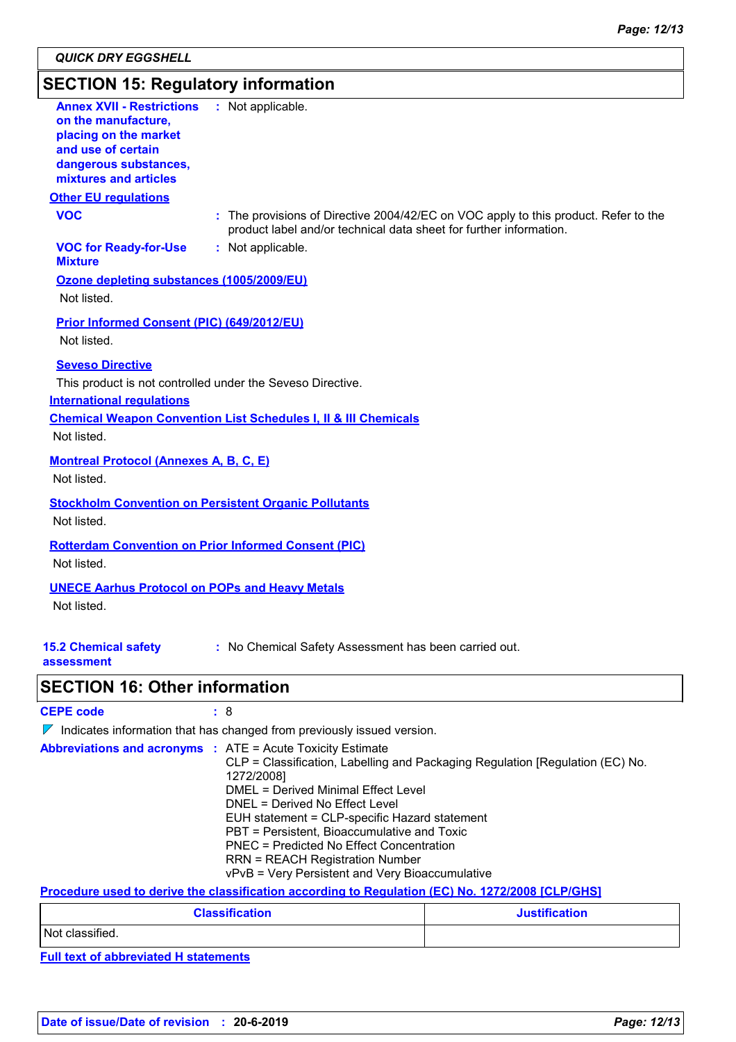QUICK DRY EGGSHELL

## SECTION 15: Regulatory information

**Annex XVII - Restrictions on the manufacture, placing on the market and use of certain dangerous substances, mixtures and articles** : Not applicable.

**Other EU regulations**

**VOC** : The provisions of Directive 2004/42/EC on VOC apply to this product. Refer to the product label and/or technical data sheet for further information.

**VOC for Ready-for-Use Mixture** : Not applicable.

**Ozone depleting substances (1005/2009/EU)**

Not listed.

**Prior Informed Consent (PIC) (649/2012/EU)**

Not listed.

**Seveso Directive**

This product is not controlled under the Seveso Directive.

**International regulations**

**Chemical Weapon Convention List Schedules I, II & III Chemicals**

Not listed.

**Montreal Protocol (Annexes A, B, C, E)**

Not listed.

**Stockholm Convention on Persistent Organic Pollutants**

Not listed.

**Rotterdam Convention on Prior Informed Consent (PIC)**

Not listed.

**UNECE Aarhus Protocol on POPs and Heavy Metals**

Not listed.

**15.2 Chemical safety assessment** : No Chemical Safety Assessment has been carried out.

## SECTION 16: Other information

**CEPE code** : 8

◤ Indicates information that has changed from previously issued version.

**Abbreviations and acronyms** :
ATE = Acute Toxicity Estimate
CLP = Classification, Labelling and Packaging Regulation [Regulation (EC) No. 1272/2008]
DMEL = Derived Minimal Effect Level
DNEL = Derived No Effect Level
EUH statement = CLP-specific Hazard statement
PBT = Persistent, Bioaccumulative and Toxic
PNEC = Predicted No Effect Concentration
RRN = REACH Registration Number
vPvB = Very Persistent and Very Bioaccumulative

**Procedure used to derive the classification according to Regulation (EC) No. 1272/2008 [CLP/GHS]**

| Classification | Justification |
|---|---|
| Not classified. | |

**Full text of abbreviated H statements**

Date of issue/Date of revision : 20-6-2019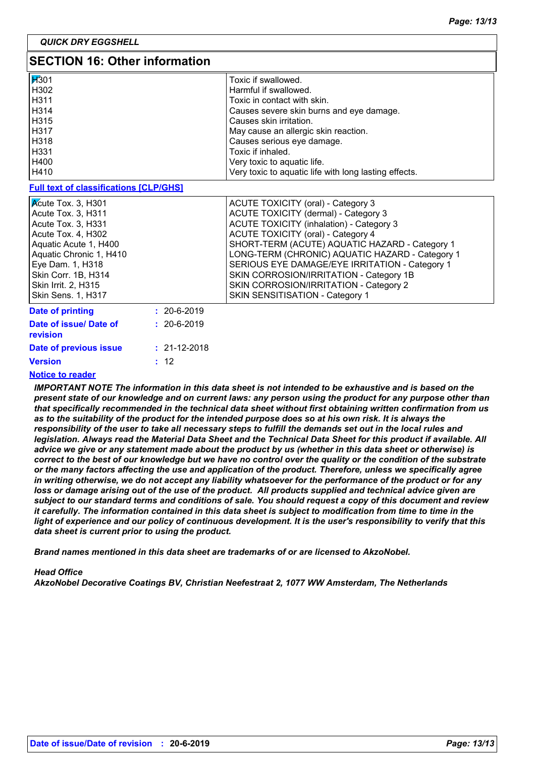## SECTION 16: Other information

| | |
|---|---|
| H301 | Toxic if swallowed. |
| H302 | Harmful if swallowed. |
| H311 | Toxic in contact with skin. |
| H314 | Causes severe skin burns and eye damage. |
| H315 | Causes skin irritation. |
| H317 | May cause an allergic skin reaction. |
| H318 | Causes serious eye damage. |
| H331 | Toxic if inhaled. |
| H400 | Very toxic to aquatic life. |
| H410 | Very toxic to aquatic life with long lasting effects. |

**Full text of classifications [CLP/GHS]**

| | |
|---|---|
| Acute Tox. 3, H301 | ACUTE TOXICITY (oral) - Category 3 |
| Acute Tox. 3, H311 | ACUTE TOXICITY (dermal) - Category 3 |
| Acute Tox. 3, H331 | ACUTE TOXICITY (inhalation) - Category 3 |
| Acute Tox. 4, H302 | ACUTE TOXICITY (oral) - Category 4 |
| Aquatic Acute 1, H400 | SHORT-TERM (ACUTE) AQUATIC HAZARD - Category 1 |
| Aquatic Chronic 1, H410 | LONG-TERM (CHRONIC) AQUATIC HAZARD - Category 1 |
| Eye Dam. 1, H318 | SERIOUS EYE DAMAGE/EYE IRRITATION - Category 1 |
| Skin Corr. 1B, H314 | SKIN CORROSION/IRRITATION - Category 1B |
| Skin Irrit. 2, H315 | SKIN CORROSION/IRRITATION - Category 2 |
| Skin Sens. 1, H317 | SKIN SENSITISATION - Category 1 |

**Date of printing** : 20-6-2019

**Date of issue/ Date of revision** : 20-6-2019

**Date of previous issue** : 21-12-2018

**Version** : 12

**Notice to reader**

***IMPORTANT NOTE The information in this data sheet is not intended to be exhaustive and is based on the present state of our knowledge and on current laws: any person using the product for any purpose other than that specifically recommended in the technical data sheet without first obtaining written confirmation from us as to the suitability of the product for the intended purpose does so at his own risk. It is always the responsibility of the user to take all necessary steps to fulfill the demands set out in the local rules and legislation. Always read the Material Data Sheet and the Technical Data Sheet for this product if available. All advice we give or any statement made about the product by us (whether in this data sheet or otherwise) is correct to the best of our knowledge but we have no control over the quality or the condition of the substrate or the many factors affecting the use and application of the product. Therefore, unless we specifically agree in writing otherwise, we do not accept any liability whatsoever for the performance of the product or for any loss or damage arising out of the use of the product. All products supplied and technical advice given are subject to our standard terms and conditions of sale. You should request a copy of this document and review it carefully. The information contained in this data sheet is subject to modification from time to time in the light of experience and our policy of continuous development. It is the user's responsibility to verify that this data sheet is current prior to using the product.***

***Brand names mentioned in this data sheet are trademarks of or are licensed to AkzoNobel.***

***Head Office***
***AkzoNobel Decorative Coatings BV, Christian Neefestraat 2, 1077 WW Amsterdam, The Netherlands***